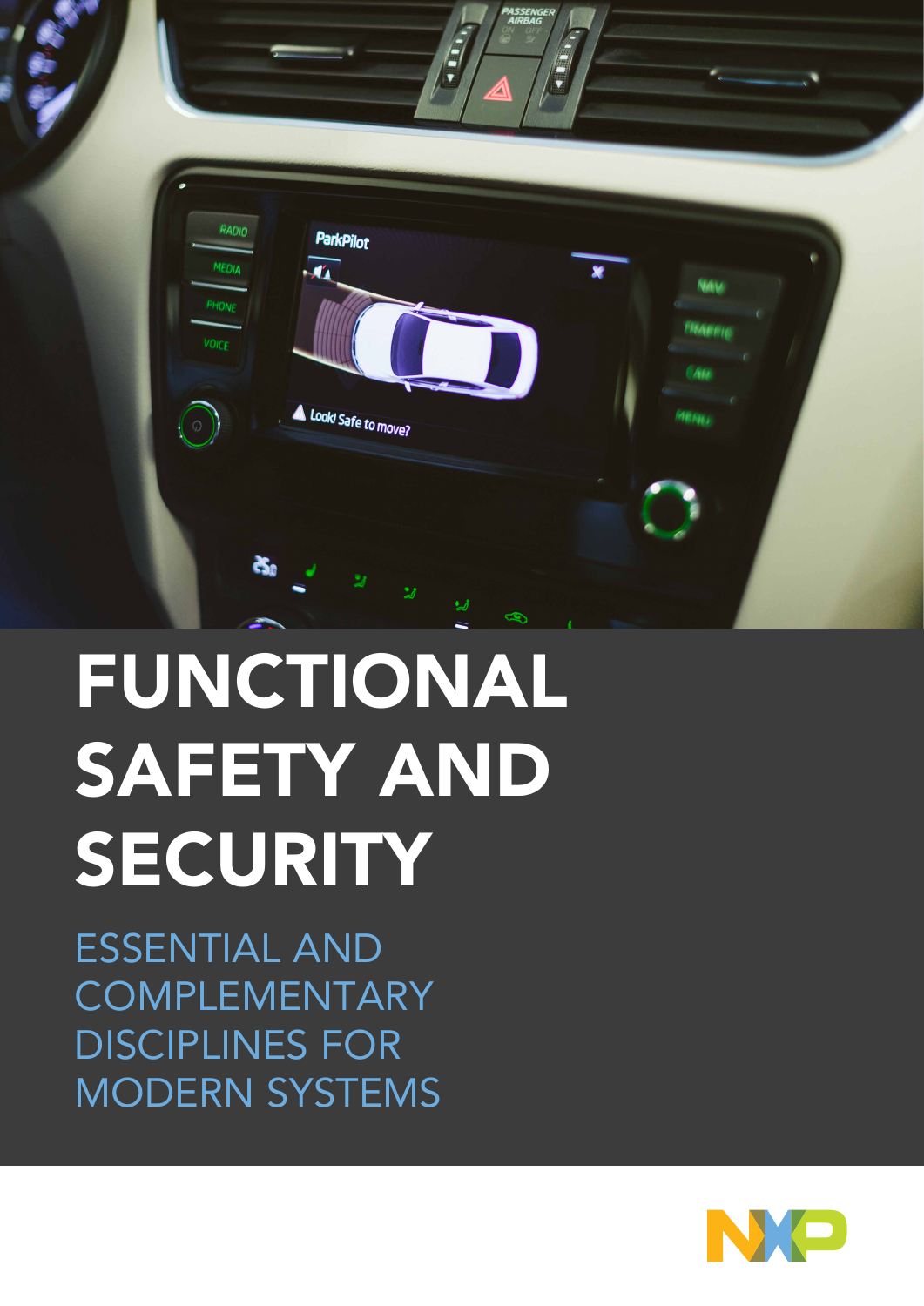# FUNCTIONAL SAFETY AND SECURITY

## ESSENTIAL AND COMPLEMENTARY DISCIPLINES FOR MODERN SYSTEMS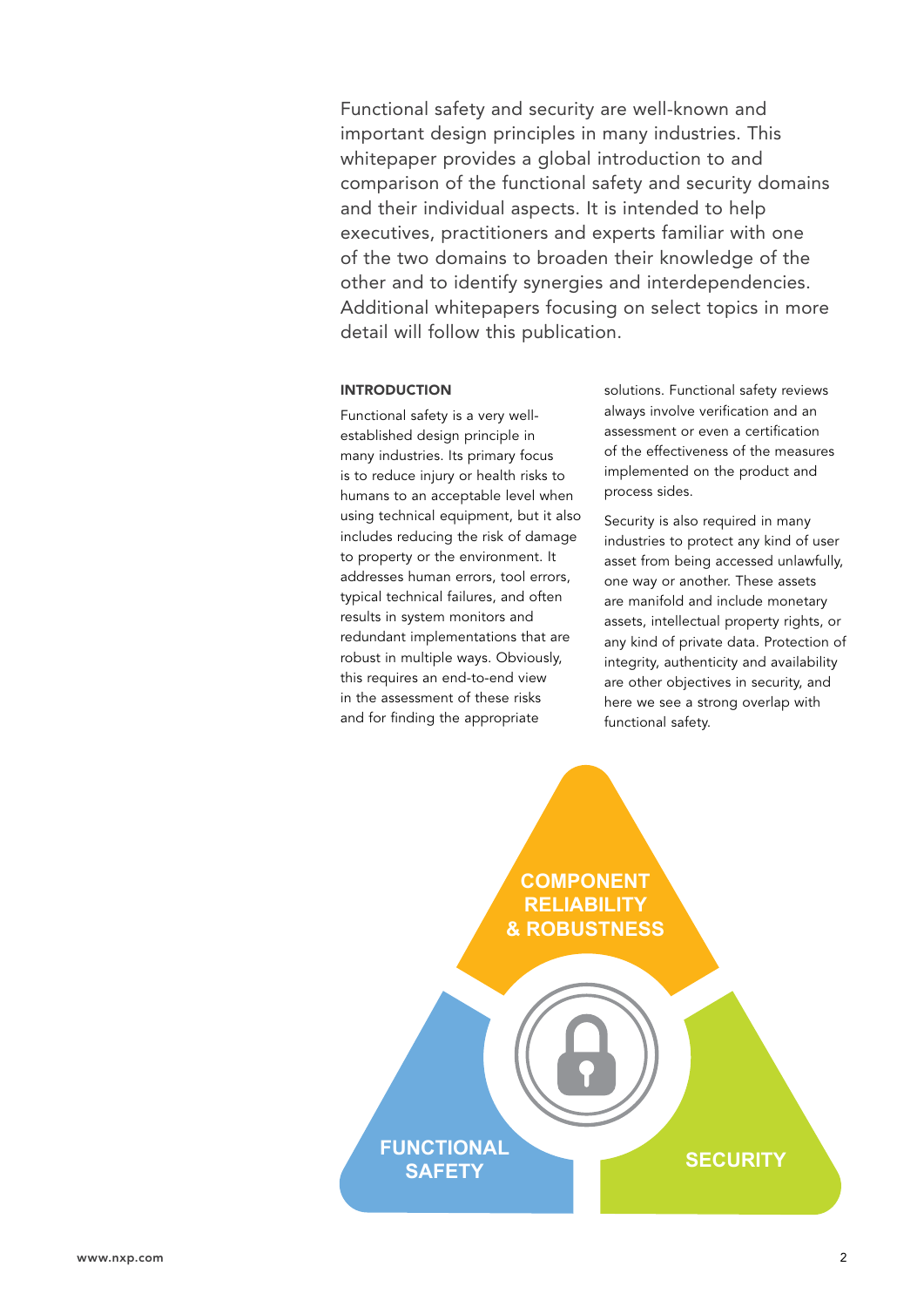Functional safety and security are well-known and important design principles in many industries. This whitepaper provides a global introduction to and comparison of the functional safety and security domains and their individual aspects. It is intended to help executives, practitioners and experts familiar with one of the two domains to broaden their knowledge of the other and to identify synergies and interdependencies. Additional whitepapers focusing on select topics in more detail will follow this publication.

## INTRODUCTION

Functional safety is a very well-established design principle in many industries. Its primary focus is to reduce injury or health risks to humans to an acceptable level when using technical equipment, but it also includes reducing the risk of damage to property or the environment. It addresses human errors, tool errors, typical technical failures, and often results in system monitors and redundant implementations that are robust in multiple ways. Obviously, this requires an end-to-end view in the assessment of these risks and for finding the appropriate solutions. Functional safety reviews always involve verification and an assessment or even a certification of the effectiveness of the measures implemented on the product and process sides.

Security is also required in many industries to protect any kind of user asset from being accessed unlawfully, one way or another. These assets are manifold and include monetary assets, intellectual property rights, or any kind of private data. Protection of integrity, authenticity and availability are other objectives in security, and here we see a strong overlap with functional safety.

COMPONENT RELIABILITY & ROBUSTNESS

FUNCTIONAL SAFETY

SECURITY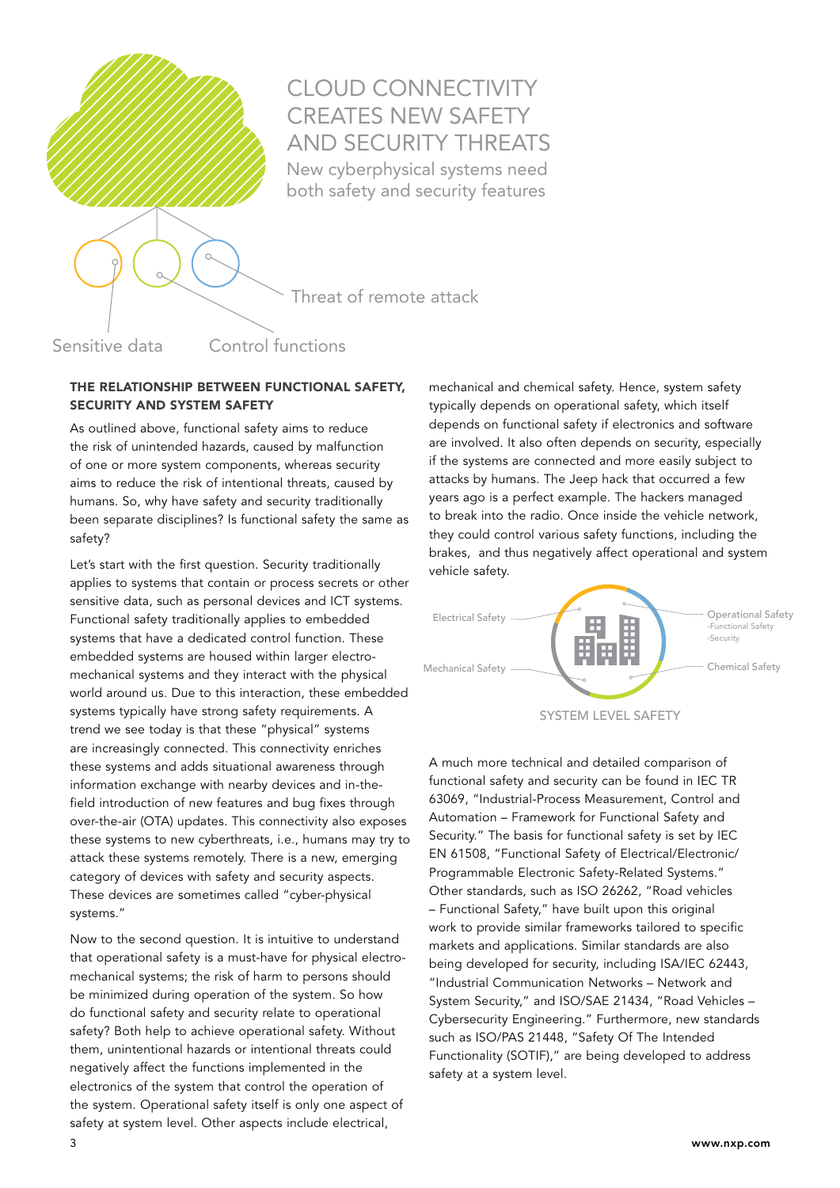# CLOUD CONNECTIVITY CREATES NEW SAFETY AND SECURITY THREATS

New cyberphysical systems need both safety and security features

Threat of remote attack

Sensitive data

Control functions

## THE RELATIONSHIP BETWEEN FUNCTIONAL SAFETY, SECURITY AND SYSTEM SAFETY

As outlined above, functional safety aims to reduce the risk of unintended hazards, caused by malfunction of one or more system components, whereas security aims to reduce the risk of intentional threats, caused by humans. So, why have safety and security traditionally been separate disciplines? Is functional safety the same as safety?

Let's start with the first question. Security traditionally applies to systems that contain or process secrets or other sensitive data, such as personal devices and ICT systems. Functional safety traditionally applies to embedded systems that have a dedicated control function. These embedded systems are housed within larger electro-mechanical systems and they interact with the physical world around us. Due to this interaction, these embedded systems typically have strong safety requirements. A trend we see today is that these "physical" systems are increasingly connected. This connectivity enriches these systems and adds situational awareness through information exchange with nearby devices and in-the-field introduction of new features and bug fixes through over-the-air (OTA) updates. This connectivity also exposes these systems to new cyberthreats, i.e., humans may try to attack these systems remotely. There is a new, emerging category of devices with safety and security aspects. These devices are sometimes called "cyber-physical systems."

Now to the second question. It is intuitive to understand that operational safety is a must-have for physical electro-mechanical systems; the risk of harm to persons should be minimized during operation of the system. So how do functional safety and security relate to operational safety? Both help to achieve operational safety. Without them, unintentional hazards or intentional threats could negatively affect the functions implemented in the electronics of the system that control the operation of the system. Operational safety itself is only one aspect of safety at system level. Other aspects include electrical, mechanical and chemical safety. Hence, system safety typically depends on operational safety, which itself depends on functional safety if electronics and software are involved. It also often depends on security, especially if the systems are connected and more easily subject to attacks by humans. The Jeep hack that occurred a few years ago is a perfect example. The hackers managed to break into the radio. Once inside the vehicle network, they could control various safety functions, including the brakes, and thus negatively affect operational and system vehicle safety.

Electrical Safety

Mechanical Safety

Operational Safety
- Functional Safety
- Security

Chemical Safety

SYSTEM LEVEL SAFETY

A much more technical and detailed comparison of functional safety and security can be found in IEC TR 63069, "Industrial-Process Measurement, Control and Automation – Framework for Functional Safety and Security." The basis for functional safety is set by IEC EN 61508, "Functional Safety of Electrical/Electronic/ Programmable Electronic Safety-Related Systems." Other standards, such as ISO 26262, "Road vehicles – Functional Safety," have built upon this original work to provide similar frameworks tailored to specific markets and applications. Similar standards are also being developed for security, including ISA/IEC 62443, "Industrial Communication Networks – Network and System Security," and ISO/SAE 21434, "Road Vehicles – Cybersecurity Engineering." Furthermore, new standards such as ISO/PAS 21448, "Safety Of The Intended Functionality (SOTIF)," are being developed to address safety at a system level.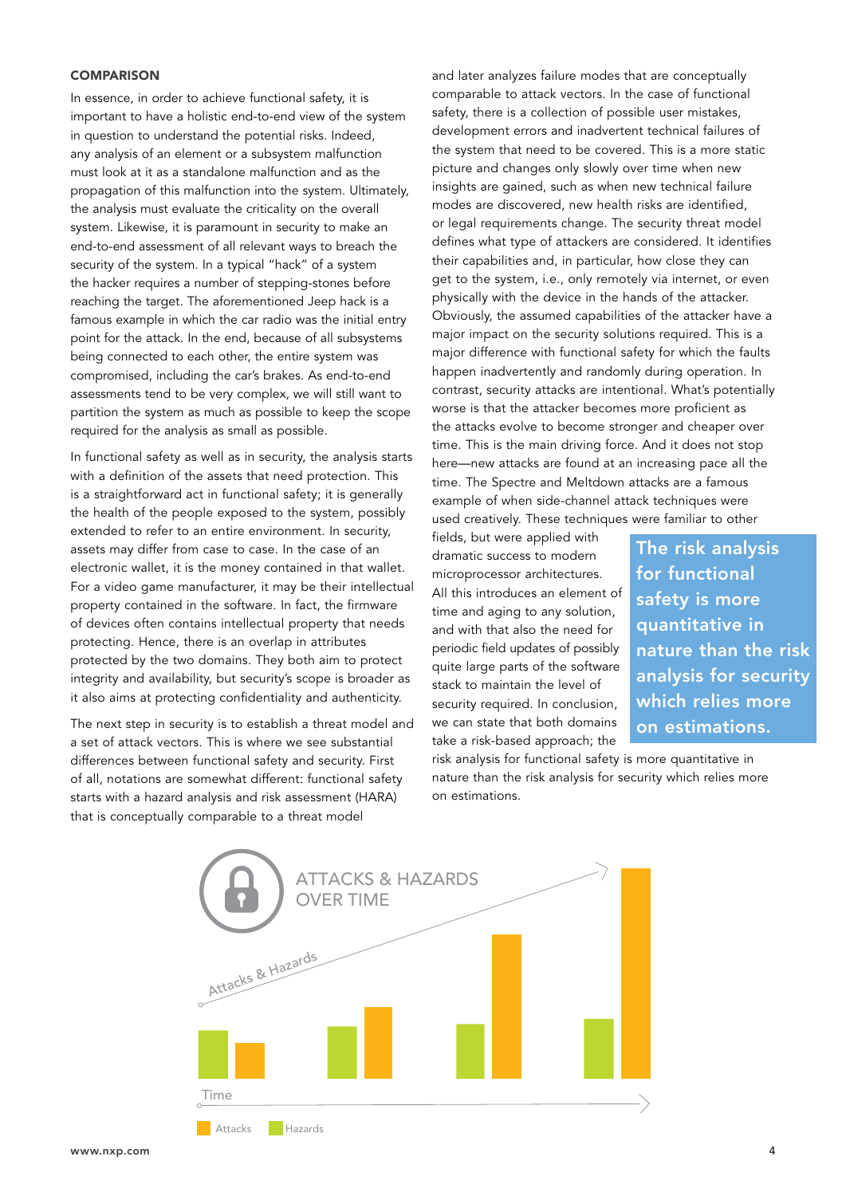## COMPARISON

In essence, in order to achieve functional safety, it is important to have a holistic end-to-end view of the system in question to understand the potential risks. Indeed, any analysis of an element or a subsystem malfunction must look at it as a standalone malfunction and as the propagation of this malfunction into the system. Ultimately, the analysis must evaluate the criticality on the overall system. Likewise, it is paramount in security to make an end-to-end assessment of all relevant ways to breach the security of the system. In a typical "hack" of a system the hacker requires a number of stepping-stones before reaching the target. The aforementioned Jeep hack is a famous example in which the car radio was the initial entry point for the attack. In the end, because of all subsystems being connected to each other, the entire system was compromised, including the car's brakes. As end-to-end assessments tend to be very complex, we will still want to partition the system as much as possible to keep the scope required for the analysis as small as possible.

In functional safety as well as in security, the analysis starts with a definition of the assets that need protection. This is a straightforward act in functional safety; it is generally the health of the people exposed to the system, possibly extended to refer to an entire environment. In security, assets may differ from case to case. In the case of an electronic wallet, it is the money contained in that wallet. For a video game manufacturer, it may be their intellectual property contained in the software. In fact, the firmware of devices often contains intellectual property that needs protecting. Hence, there is an overlap in attributes protected by the two domains. They both aim to protect integrity and availability, but security's scope is broader as it also aims at protecting confidentiality and authenticity.

The next step in security is to establish a threat model and a set of attack vectors. This is where we see substantial differences between functional safety and security. First of all, notations are somewhat different: functional safety starts with a hazard analysis and risk assessment (HARA) that is conceptually comparable to a threat model and later analyzes failure modes that are conceptually comparable to attack vectors. In the case of functional safety, there is a collection of possible user mistakes, development errors and inadvertent technical failures of the system that need to be covered. This is a more static picture and changes only slowly over time when new insights are gained, such as when new technical failure modes are discovered, new health risks are identified, or legal requirements change. The security threat model defines what type of attackers are considered. It identifies their capabilities and, in particular, how close they can get to the system, i.e., only remotely via internet, or even physically with the device in the hands of the attacker. Obviously, the assumed capabilities of the attacker have a major impact on the security solutions required. This is a major difference with functional safety for which the faults happen inadvertently and randomly during operation. In contrast, security attacks are intentional. What's potentially worse is that the attacker becomes more proficient as the attacks evolve to become stronger and cheaper over time. This is the main driving force. And it does not stop here—new attacks are found at an increasing pace all the time. The Spectre and Meltdown attacks are a famous example of when side-channel attack techniques were used creatively. These techniques were familiar to other fields, but were applied with dramatic success to modern microprocessor architectures. All this introduces an element of time and aging to any solution, and with that also the need for periodic field updates of possibly quite large parts of the software stack to maintain the level of security required. In conclusion, we can state that both domains take a risk-based approach; the risk analysis for functional safety is more quantitative in nature than the risk analysis for security which relies more on estimations.

> **The risk analysis for functional safety is more quantitative in nature than the risk analysis for security which relies more on estimations.**

ATTACKS & HAZARDS OVER TIME

Attacks & Hazards

Time

Attacks  Hazards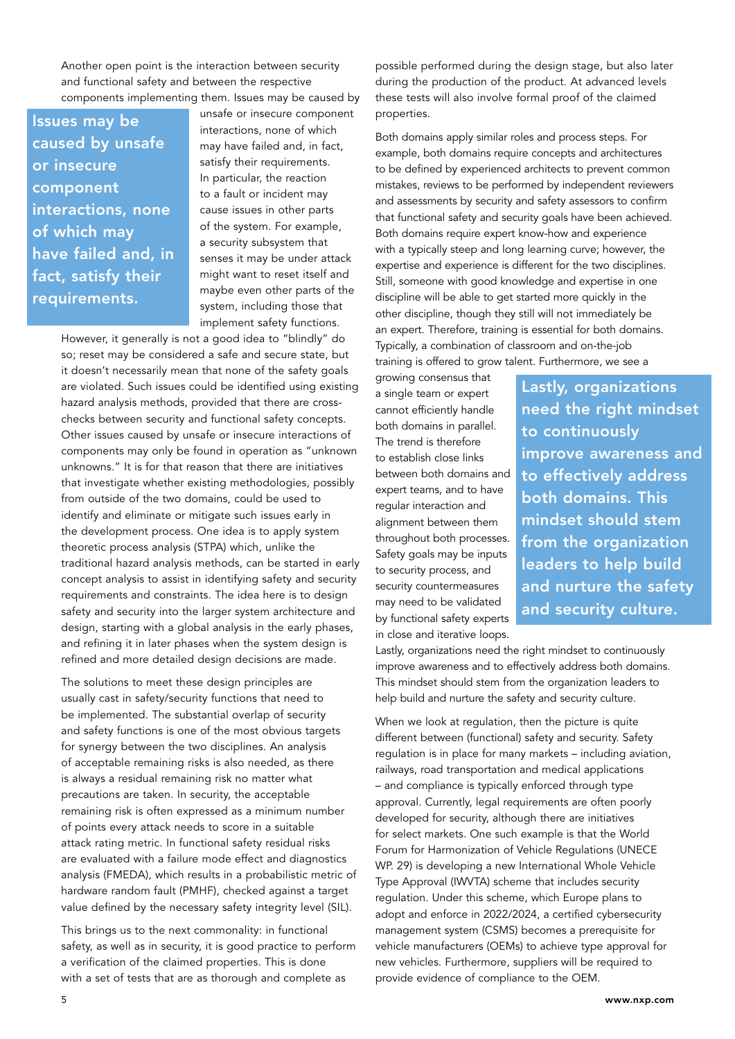Another open point is the interaction between security and functional safety and between the respective components implementing them. Issues may be caused by unsafe or insecure component interactions, none of which may have failed and, in fact, satisfy their requirements. In particular, the reaction to a fault or incident may cause issues in other parts of the system. For example, a security subsystem that senses it may be under attack might want to reset itself and maybe even other parts of the system, including those that implement safety functions. However, it generally is not a good idea to "blindly" do so; reset may be considered a safe and secure state, but it doesn't necessarily mean that none of the safety goals are violated. Such issues could be identified using existing hazard analysis methods, provided that there are cross-checks between security and functional safety concepts. Other issues caused by unsafe or insecure interactions of components may only be found in operation as "unknown unknowns." It is for that reason that there are initiatives that investigate whether existing methodologies, possibly from outside of the two domains, could be used to identify and eliminate or mitigate such issues early in the development process. One idea is to apply system theoretic process analysis (STPA) which, unlike the traditional hazard analysis methods, can be started in early concept analysis to assist in identifying safety and security requirements and constraints. The idea here is to design safety and security into the larger system architecture and design, starting with a global analysis in the early phases, and refining it in later phases when the system design is refined and more detailed design decisions are made.

**Issues may be caused by unsafe or insecure component interactions, none of which may have failed and, in fact, satisfy their requirements.**

The solutions to meet these design principles are usually cast in safety/security functions that need to be implemented. The substantial overlap of security and safety functions is one of the most obvious targets for synergy between the two disciplines. An analysis of acceptable remaining risks is also needed, as there is always a residual remaining risk no matter what precautions are taken. In security, the acceptable remaining risk is often expressed as a minimum number of points every attack needs to score in a suitable attack rating metric. In functional safety residual risks are evaluated with a failure mode effect and diagnostics analysis (FMEDA), which results in a probabilistic metric of hardware random fault (PMHF), checked against a target value defined by the necessary safety integrity level (SIL).

This brings us to the next commonality: in functional safety, as well as in security, it is good practice to perform a verification of the claimed properties. This is done with a set of tests that are as thorough and complete as possible performed during the design stage, but also later during the production of the product. At advanced levels these tests will also involve formal proof of the claimed properties.

Both domains apply similar roles and process steps. For example, both domains require concepts and architectures to be defined by experienced architects to prevent common mistakes, reviews to be performed by independent reviewers and assessments by security and safety assessors to confirm that functional safety and security goals have been achieved. Both domains require expert know-how and experience with a typically steep and long learning curve; however, the expertise and experience is different for the two disciplines. Still, someone with good knowledge and expertise in one discipline will be able to get started more quickly in the other discipline, though they still will not immediately be an expert. Therefore, training is essential for both domains. Typically, a combination of classroom and on-the-job training is offered to grow talent. Furthermore, we see a growing consensus that a single team or expert cannot efficiently handle both domains in parallel. The trend is therefore to establish close links between both domains and expert teams, and to have regular interaction and alignment between them throughout both processes. Safety goals may be inputs to security process, and security countermeasures may need to be validated by functional safety experts in close and iterative loops.

**Lastly, organizations need the right mindset to continuously improve awareness and to effectively address both domains. This mindset should stem from the organization leaders to help build and nurture the safety and security culture.**

Lastly, organizations need the right mindset to continuously improve awareness and to effectively address both domains. This mindset should stem from the organization leaders to help build and nurture the safety and security culture.

When we look at regulation, then the picture is quite different between (functional) safety and security. Safety regulation is in place for many markets – including aviation, railways, road transportation and medical applications – and compliance is typically enforced through type approval. Currently, legal requirements are often poorly developed for security, although there are initiatives for select markets. One such example is that the World Forum for Harmonization of Vehicle Regulations (UNECE WP. 29) is developing a new International Whole Vehicle Type Approval (IWVTA) scheme that includes security regulation. Under this scheme, which Europe plans to adopt and enforce in 2022/2024, a certified cybersecurity management system (CSMS) becomes a prerequisite for vehicle manufacturers (OEMs) to achieve type approval for new vehicles. Furthermore, suppliers will be required to provide evidence of compliance to the OEM.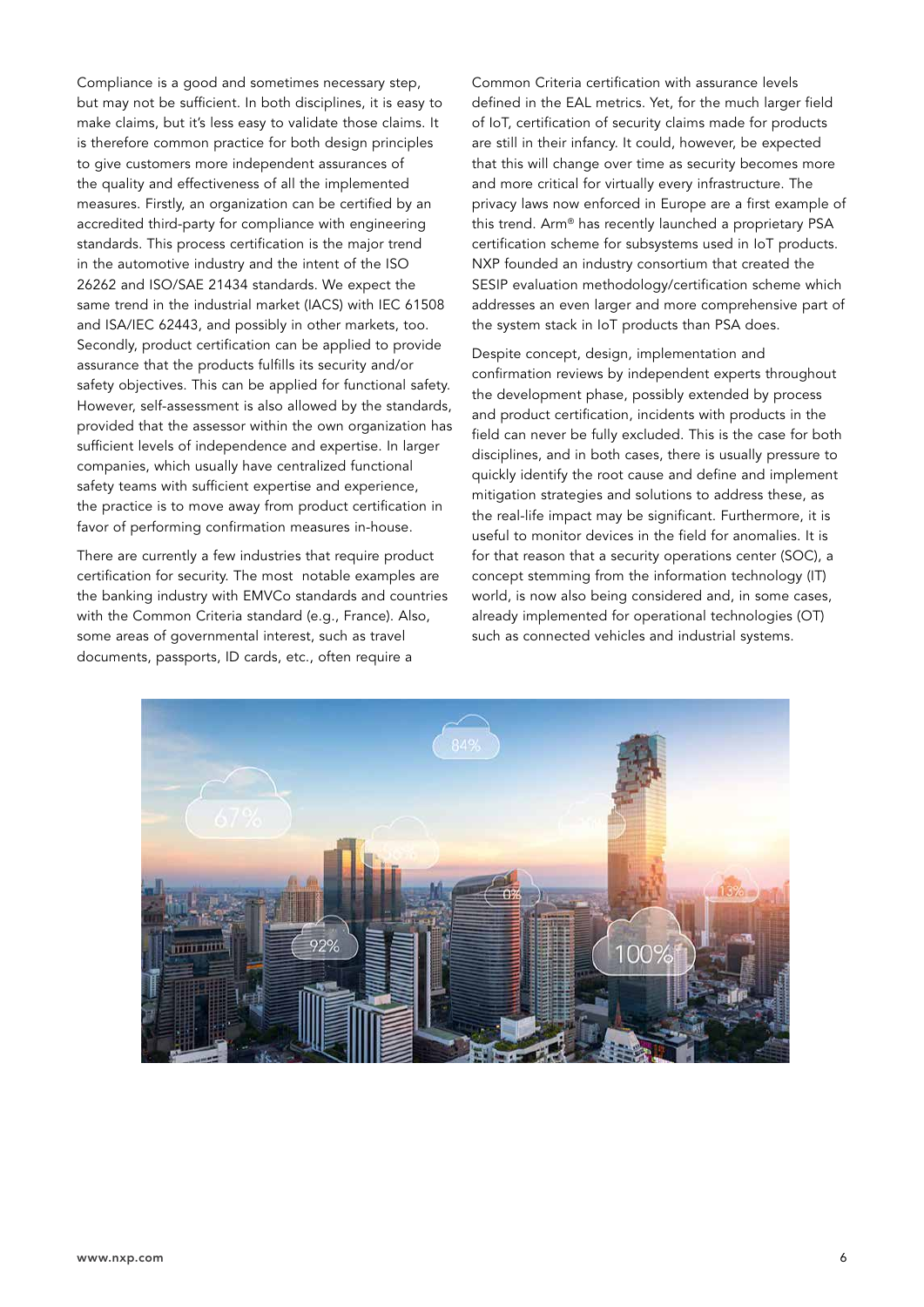Compliance is a good and sometimes necessary step, but may not be sufficient. In both disciplines, it is easy to make claims, but it's less easy to validate those claims. It is therefore common practice for both design principles to give customers more independent assurances of the quality and effectiveness of all the implemented measures. Firstly, an organization can be certified by an accredited third-party for compliance with engineering standards. This process certification is the major trend in the automotive industry and the intent of the ISO 26262 and ISO/SAE 21434 standards. We expect the same trend in the industrial market (IACS) with IEC 61508 and ISA/IEC 62443, and possibly in other markets, too. Secondly, product certification can be applied to provide assurance that the products fulfills its security and/or safety objectives. This can be applied for functional safety. However, self-assessment is also allowed by the standards, provided that the assessor within the own organization has sufficient levels of independence and expertise. In larger companies, which usually have centralized functional safety teams with sufficient expertise and experience, the practice is to move away from product certification in favor of performing confirmation measures in-house.

There are currently a few industries that require product certification for security. The most notable examples are the banking industry with EMVCo standards and countries with the Common Criteria standard (e.g., France). Also, some areas of governmental interest, such as travel documents, passports, ID cards, etc., often require a Common Criteria certification with assurance levels defined in the EAL metrics. Yet, for the much larger field of IoT, certification of security claims made for products are still in their infancy. It could, however, be expected that this will change over time as security becomes more and more critical for virtually every infrastructure. The privacy laws now enforced in Europe are a first example of this trend. Arm® has recently launched a proprietary PSA certification scheme for subsystems used in IoT products. NXP founded an industry consortium that created the SESIP evaluation methodology/certification scheme which addresses an even larger and more comprehensive part of the system stack in IoT products than PSA does.

Despite concept, design, implementation and confirmation reviews by independent experts throughout the development phase, possibly extended by process and product certification, incidents with products in the field can never be fully excluded. This is the case for both disciplines, and in both cases, there is usually pressure to quickly identify the root cause and define and implement mitigation strategies and solutions to address these, as the real-life impact may be significant. Furthermore, it is useful to monitor devices in the field for anomalies. It is for that reason that a security operations center (SOC), a concept stemming from the information technology (IT) world, is now also being considered and, in some cases, already implemented for operational technologies (OT) such as connected vehicles and industrial systems.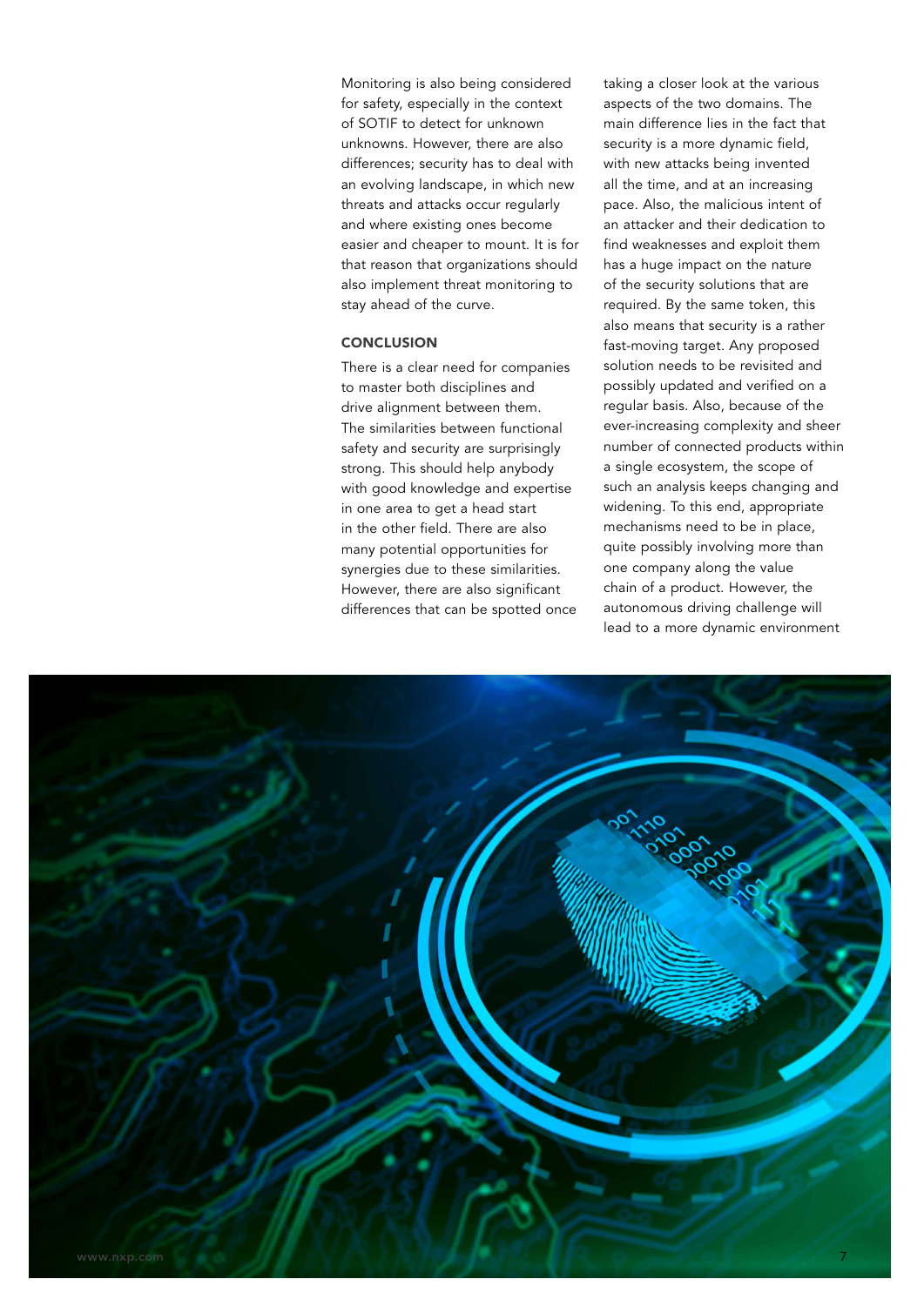Monitoring is also being considered for safety, especially in the context of SOTIF to detect for unknown unknowns. However, there are also differences; security has to deal with an evolving landscape, in which new threats and attacks occur regularly and where existing ones become easier and cheaper to mount. It is for that reason that organizations should also implement threat monitoring to stay ahead of the curve.

## CONCLUSION

There is a clear need for companies to master both disciplines and drive alignment between them. The similarities between functional safety and security are surprisingly strong. This should help anybody with good knowledge and expertise in one area to get a head start in the other field. There are also many potential opportunities for synergies due to these similarities. However, there are also significant differences that can be spotted once taking a closer look at the various aspects of the two domains. The main difference lies in the fact that security is a more dynamic field, with new attacks being invented all the time, and at an increasing pace. Also, the malicious intent of an attacker and their dedication to find weaknesses and exploit them has a huge impact on the nature of the security solutions that are required. By the same token, this also means that security is a rather fast-moving target. Any proposed solution needs to be revisited and possibly updated and verified on a regular basis. Also, because of the ever-increasing complexity and sheer number of connected products within a single ecosystem, the scope of such an analysis keeps changing and widening. To this end, appropriate mechanisms need to be in place, quite possibly involving more than one company along the value chain of a product. However, the autonomous driving challenge will lead to a more dynamic environment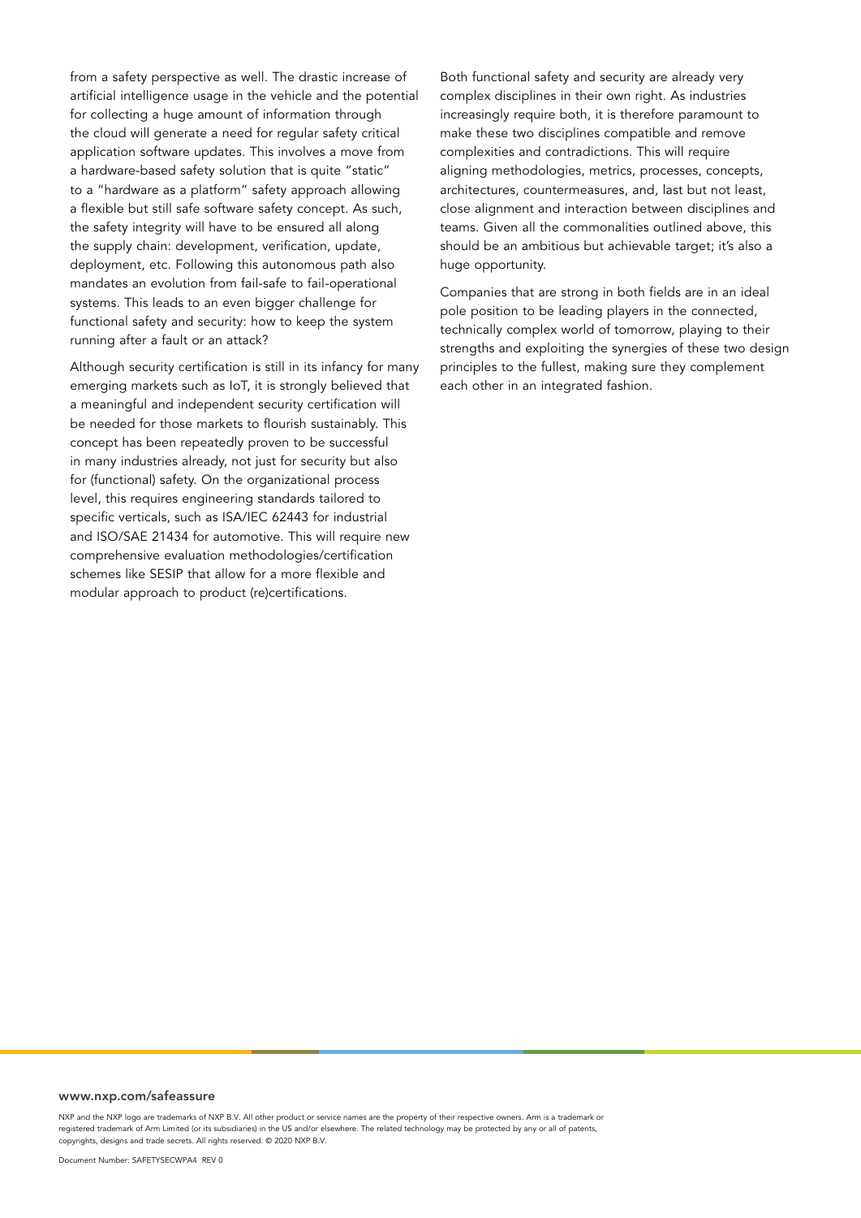from a safety perspective as well. The drastic increase of artificial intelligence usage in the vehicle and the potential for collecting a huge amount of information through the cloud will generate a need for regular safety critical application software updates. This involves a move from a hardware-based safety solution that is quite "static" to a "hardware as a platform" safety approach allowing a flexible but still safe software safety concept. As such, the safety integrity will have to be ensured all along the supply chain: development, verification, update, deployment, etc. Following this autonomous path also mandates an evolution from fail-safe to fail-operational systems. This leads to an even bigger challenge for functional safety and security: how to keep the system running after a fault or an attack?

Although security certification is still in its infancy for many emerging markets such as IoT, it is strongly believed that a meaningful and independent security certification will be needed for those markets to flourish sustainably. This concept has been repeatedly proven to be successful in many industries already, not just for security but also for (functional) safety. On the organizational process level, this requires engineering standards tailored to specific verticals, such as ISA/IEC 62443 for industrial and ISO/SAE 21434 for automotive. This will require new comprehensive evaluation methodologies/certification schemes like SESIP that allow for a more flexible and modular approach to product (re)certifications.

Both functional safety and security are already very complex disciplines in their own right. As industries increasingly require both, it is therefore paramount to make these two disciplines compatible and remove complexities and contradictions. This will require aligning methodologies, metrics, processes, concepts, architectures, countermeasures, and, last but not least, close alignment and interaction between disciplines and teams. Given all the commonalities outlined above, this should be an ambitious but achievable target; it's also a huge opportunity.

Companies that are strong in both fields are in an ideal pole position to be leading players in the connected, technically complex world of tomorrow, playing to their strengths and exploiting the synergies of these two design principles to the fullest, making sure they complement each other in an integrated fashion.

**www.nxp.com/safeassure**

NXP and the NXP logo are trademarks of NXP B.V. All other product or service names are the property of their respective owners. Arm is a trademark or registered trademark of Arm Limited (or its subsidiaries) in the US and/or elsewhere. The related technology may be protected by any or all of patents, copyrights, designs and trade secrets. All rights reserved. © 2020 NXP B.V.

Document Number: SAFETYSECWPA4 REV 0